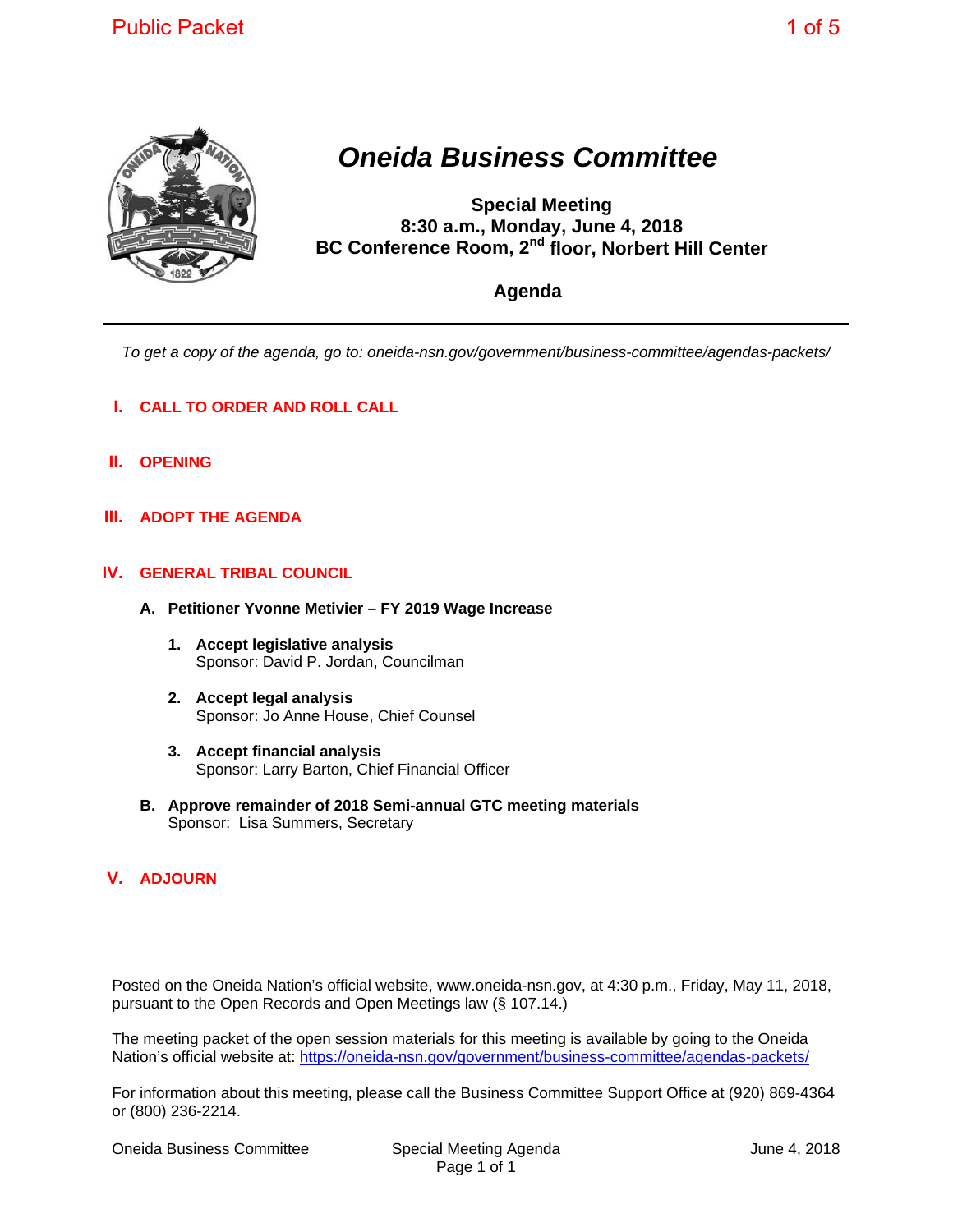# *Oneida Business Committee*

**Special Meeting**
**8:30 a.m., Monday, June 4, 2018**
**BC Conference Room, 2nd floor, Norbert Hill Center**

**Agenda**

---

*To get a copy of the agenda, go to: oneida-nsn.gov/government/business-committee/agendas-packets/*

## I. CALL TO ORDER AND ROLL CALL

## II. OPENING

## III. ADOPT THE AGENDA

## IV. GENERAL TRIBAL COUNCIL

**A. Petitioner Yvonne Metivier – FY 2019 Wage Increase**

1. **Accept legislative analysis**
   Sponsor: David P. Jordan, Councilman

2. **Accept legal analysis**
   Sponsor: Jo Anne House, Chief Counsel

3. **Accept financial analysis**
   Sponsor: Larry Barton, Chief Financial Officer

**B. Approve remainder of 2018 Semi-annual GTC meeting materials**
Sponsor: Lisa Summers, Secretary

## V. ADJOURN

Posted on the Oneida Nation's official website, www.oneida-nsn.gov, at 4:30 p.m., Friday, May 11, 2018, pursuant to the Open Records and Open Meetings law (§ 107.14.)

The meeting packet of the open session materials for this meeting is available by going to the Oneida Nation's official website at: https://oneida-nsn.gov/government/business-committee/agendas-packets/

For information about this meeting, please call the Business Committee Support Office at (920) 869-4364 or (800) 236-2214.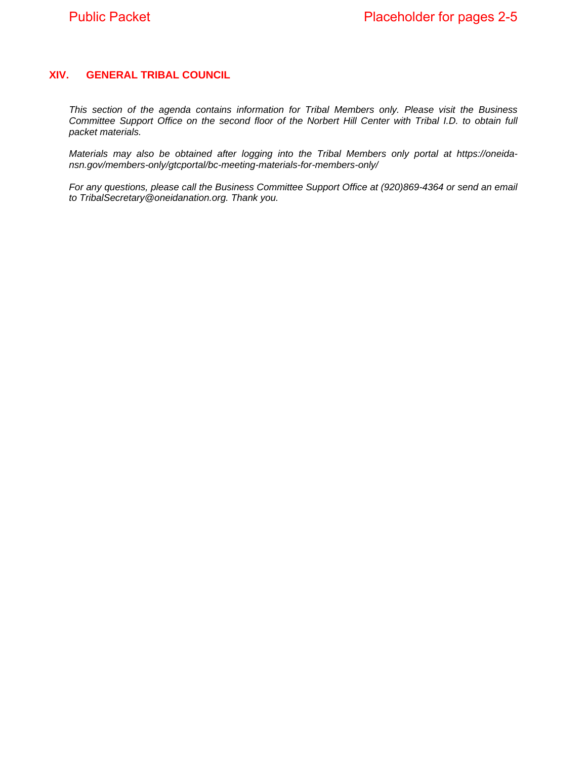Public Packet

Placeholder for pages 2-5

## XIV. GENERAL TRIBAL COUNCIL

*This section of the agenda contains information for Tribal Members only. Please visit the Business Committee Support Office on the second floor of the Norbert Hill Center with Tribal I.D. to obtain full packet materials.*

*Materials may also be obtained after logging into the Tribal Members only portal at https://oneida-nsn.gov/members-only/gtcportal/bc-meeting-materials-for-members-only/*

*For any questions, please call the Business Committee Support Office at (920)869-4364 or send an email to TribalSecretary@oneidanation.org. Thank you.*